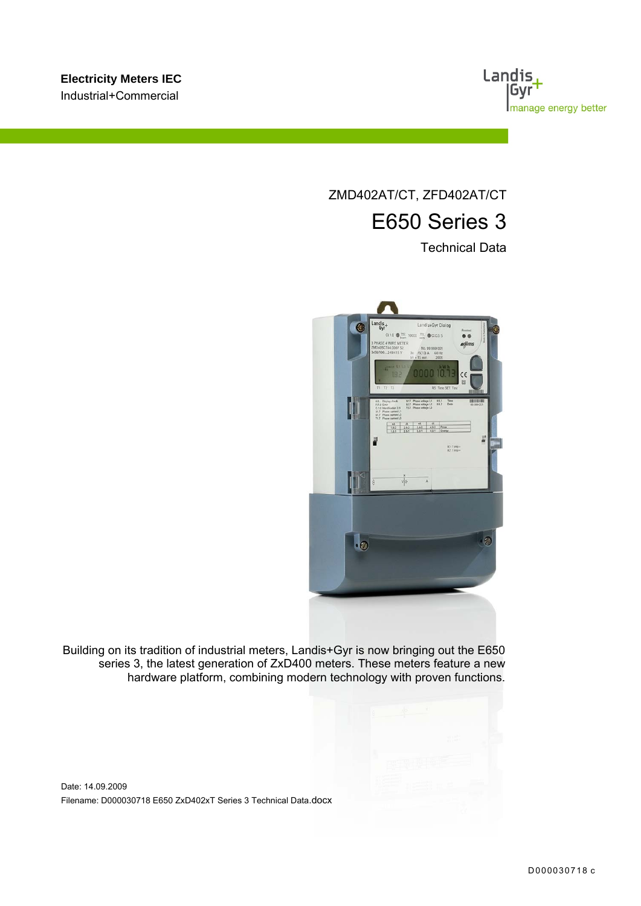**Electricity Meters IEC**
Industrial+Commercial

ZMD402AT/CT, ZFD402AT/CT

# E650 Series 3

Technical Data

Building on its tradition of industrial meters, Landis+Gyr is now bringing out the E650 series 3, the latest generation of ZxD400 meters. These meters feature a new hardware platform, combining modern technology with proven functions.

Date: 14.09.2009
Filename: D000030718 E650 ZxD402xT Series 3 Technical Data.docx

D000030718 c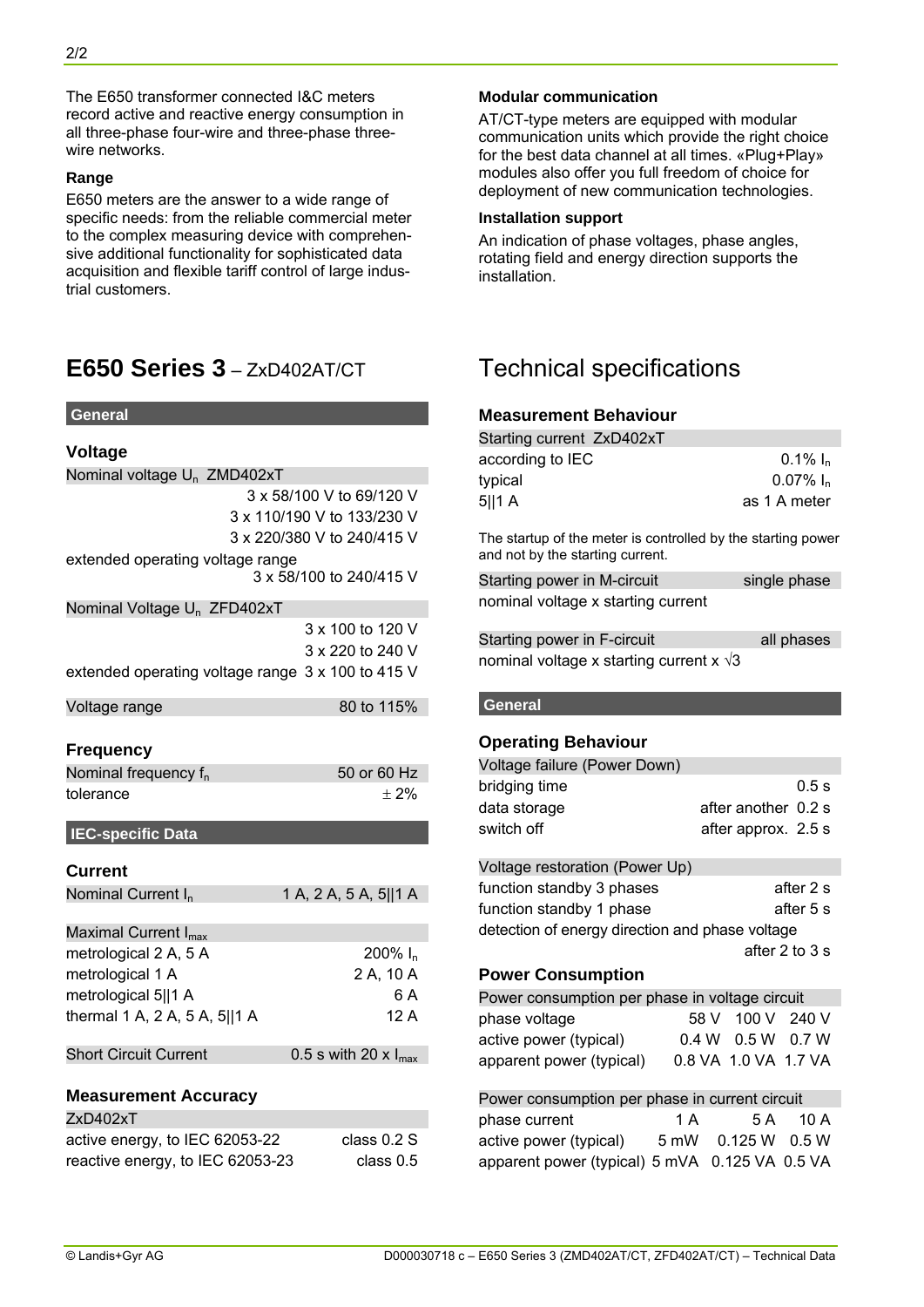The E650 transformer connected I&C meters record active and reactive energy consumption in all three-phase four-wire and three-phase three-wire networks.

**Range**

E650 meters are the answer to a wide range of specific needs: from the reliable commercial meter to the complex measuring device with comprehensive additional functionality for sophisticated data acquisition and flexible tariff control of large industrial customers.

**Modular communication**

AT/CT-type meters are equipped with modular communication units which provide the right choice for the best data channel at all times. «Plug+Play» modules also offer you full freedom of choice for deployment of new communication technologies.

**Installation support**

An indication of phase voltages, phase angles, rotating field and energy direction supports the installation.

# **E650 Series 3** – ZxD402AT/CT

# Technical specifications

## General

### Voltage

| Nominal voltage $U_n$ ZMD402xT | |
|---|---|
| | 3 x 58/100 V to 69/120 V |
| | 3 x 110/190 V to 133/230 V |
| | 3 x 220/380 V to 240/415 V |
| extended operating voltage range | 3 x 58/100 to 240/415 V |

| Nominal Voltage $U_n$ ZFD402xT | |
|---|---|
| | 3 x 100 to 120 V |
| | 3 x 220 to 240 V |
| extended operating voltage range | 3 x 100 to 415 V |

| Voltage range | 80 to 115% |
|---|---|

### Frequency

| Nominal frequency $f_n$ | 50 or 60 Hz |
|---|---|
| tolerance | ± 2% |

## IEC-specific Data

### Current

| Nominal Current $I_n$ | 1 A, 2 A, 5 A, 5\|\|1 A |
|---|---|

| Maximal Current $I_{max}$ | |
|---|---|
| metrological 2 A, 5 A | 200% $I_n$ |
| metrological 1 A | 2 A, 10 A |
| metrological 5\|\|1 A | 6 A |
| thermal 1 A, 2 A, 5 A, 5\|\|1 A | 12 A |

| Short Circuit Current | 0.5 s with 20 x $I_{max}$ |
|---|---|

### Measurement Accuracy

| ZxD402xT | |
|---|---|
| active energy, to IEC 62053-22 | class 0.2 S |
| reactive energy, to IEC 62053-23 | class 0.5 |

### Measurement Behaviour

| Starting current ZxD402xT | |
|---|---|
| according to IEC | 0.1% $I_n$ |
| typical | 0.07% $I_n$ |
| 5\|\|1 A | as 1 A meter |

The startup of the meter is controlled by the starting power and not by the starting current.

| Starting power in M-circuit | single phase |
|---|---|
| nominal voltage x starting current | |

| Starting power in F-circuit | all phases |
|---|---|
| nominal voltage x starting current x √3 | |

## General

### Operating Behaviour

| Voltage failure (Power Down) | |
|---|---|
| bridging time | 0.5 s |
| data storage | after another 0.2 s |
| switch off | after approx. 2.5 s |

| Voltage restoration (Power Up) | |
|---|---|
| function standby 3 phases | after 2 s |
| function standby 1 phase | after 5 s |
| detection of energy direction and phase voltage | after 2 to 3 s |

### Power Consumption

| Power consumption per phase in voltage circuit | | | |
|---|---|---|---|
| phase voltage | 58 V | 100 V | 240 V |
| active power (typical) | 0.4 W | 0.5 W | 0.7 W |
| apparent power (typical) | 0.8 VA | 1.0 VA | 1.7 VA |

| Power consumption per phase in current circuit | | | |
|---|---|---|---|
| phase current | 1 A | 5 A | 10 A |
| active power (typical) | 5 mW | 0.125 W | 0.5 W |
| apparent power (typical) | 5 mVA | 0.125 VA | 0.5 VA |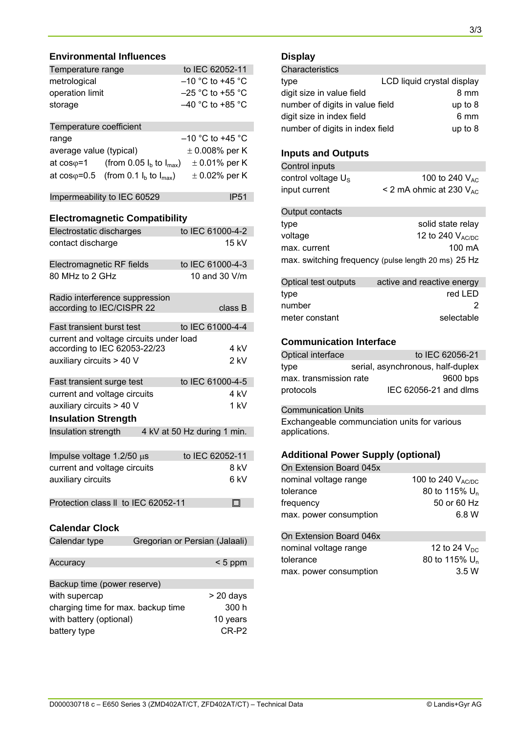## Environmental Influences

| Temperature range | to IEC 62052-11 |
|---|---|
| metrological | –10 °C to +45 °C |
| operation limit | –25 °C to +55 °C |
| storage | –40 °C to +85 °C |

| Temperature coefficient | | |
|---|---|---|
| range | | –10 °C to +45 °C |
| average value (typical) | | ± 0.008% per K |
| at cosφ=1 | (from 0.05 $I_b$ to $I_{max}$) | ± 0.01% per K |
| at cosφ=0.5 | (from 0.1 $I_b$ to $I_{max}$) | ± 0.02% per K |

| Impermeability to IEC 60529 | IP51 |
|---|---|

## Electromagnetic Compatibility

| Electrostatic discharges | to IEC 61000-4-2 |
|---|---|
| contact discharge | 15 kV |

| Electromagnetic RF fields | to IEC 61000-4-3 |
|---|---|
| 80 MHz to 2 GHz | 10 and 30 V/m |

| Radio interference suppression according to IEC/CISPR 22 | class B |
|---|---|

| Fast transient burst test | to IEC 61000-4-4 |
|---|---|
| current and voltage circuits under load according to IEC 62053-22/23 | 4 kV |
| auxiliary circuits > 40 V | 2 kV |

| Fast transient surge test | to IEC 61000-4-5 |
|---|---|
| current and voltage circuits | 4 kV |
| auxiliary circuits > 40 V | 1 kV |

## Insulation Strength

| Insulation strength | 4 kV at 50 Hz during 1 min. |
|---|---|

| Impulse voltage 1.2/50 µs | to IEC 62052-11 |
|---|---|
| current and voltage circuits | 8 kV |
| auxiliary circuits | 6 kV |

| Protection class II to IEC 62052-11 | ☐ |
|---|---|

## Calendar Clock

| Calendar type | Gregorian or Persian (Jalaali) |
|---|---|

| Accuracy | < 5 ppm |
|---|---|

| Backup time (power reserve) | |
|---|---|
| with supercap | > 20 days |
| charging time for max. backup time | 300 h |
| with battery (optional) | 10 years |
| battery type | CR-P2 |

## Display

| Characteristics | |
|---|---|
| type | LCD liquid crystal display |
| digit size in value field | 8 mm |
| number of digits in value field | up to 8 |
| digit size in index field | 6 mm |
| number of digits in index field | up to 8 |

## Inputs and Outputs

| Control inputs | |
|---|---|
| control voltage $U_S$ | 100 to 240 $V_{AC}$ |
| input current | < 2 mA ohmic at 230 $V_{AC}$ |

| Output contacts | |
|---|---|
| type | solid state relay |
| voltage | 12 to 240 $V_{AC/DC}$ |
| max. current | 100 mA |
| max. switching frequency (pulse length 20 ms) | 25 Hz |

| Optical test outputs | active and reactive energy |
|---|---|
| type | red LED |
| number | 2 |
| meter constant | selectable |

## Communication Interface

| Optical interface | to IEC 62056-21 |
|---|---|
| type | serial, asynchronous, half-duplex |
| max. transmission rate | 9600 bps |
| protocols | IEC 62056-21 and dlms |

| Communication Units |
|---|
| Exchangeable communciation units for various applications. |

## Additional Power Supply (optional)

| On Extension Board 045x | |
|---|---|
| nominal voltage range | 100 to 240 $V_{AC/DC}$ |
| tolerance | 80 to 115% $U_n$ |
| frequency | 50 or 60 Hz |
| max. power consumption | 6.8 W |

| On Extension Board 046x | |
|---|---|
| nominal voltage range | 12 to 24 $V_{DC}$ |
| tolerance | 80 to 115% $U_n$ |
| max. power consumption | 3.5 W |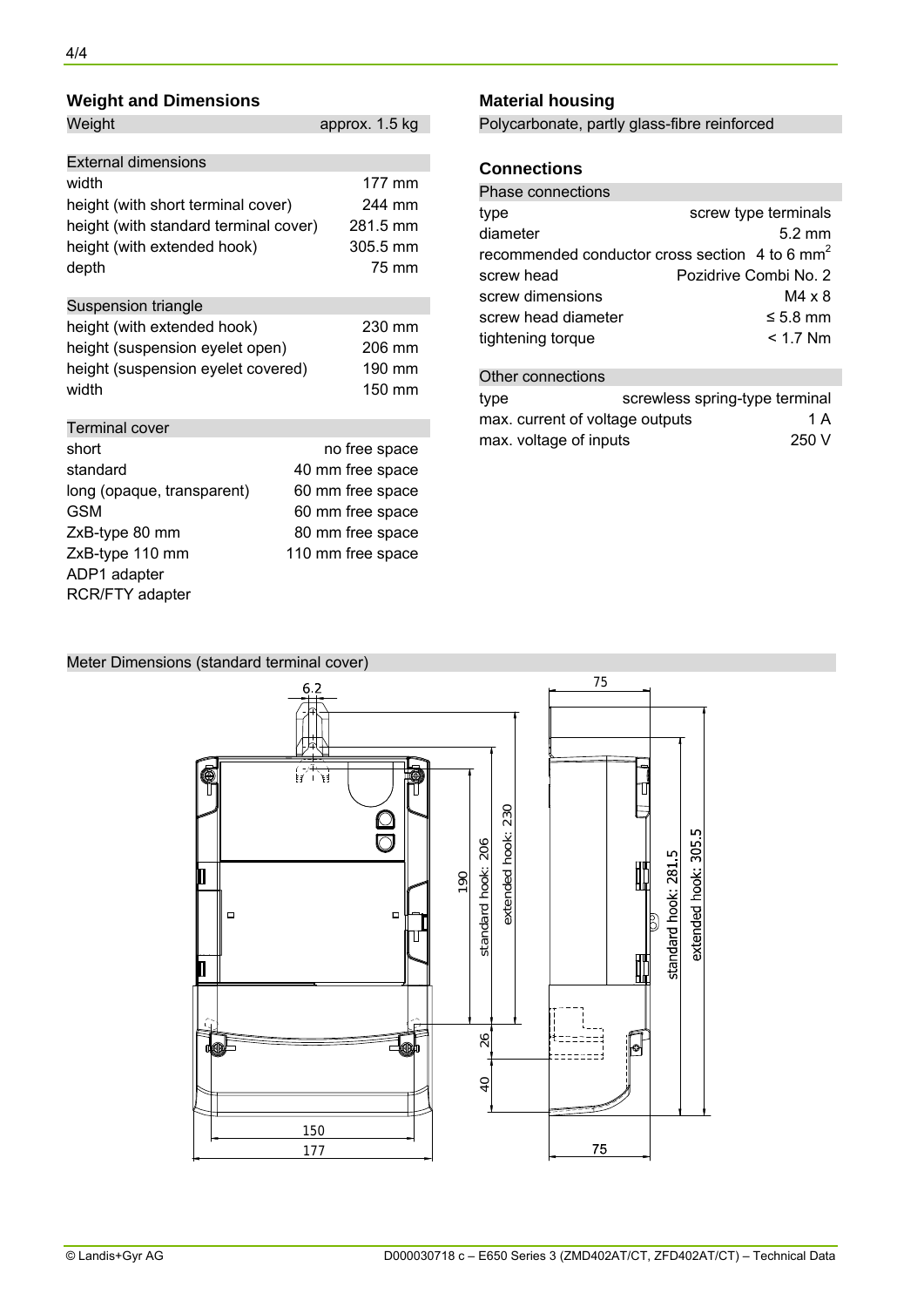## Weight and Dimensions

| Weight | approx. 1.5 kg |
| --- | --- |

| External dimensions | |
| --- | --- |
| width | 177 mm |
| height (with short terminal cover) | 244 mm |
| height (with standard terminal cover) | 281.5 mm |
| height (with extended hook) | 305.5 mm |
| depth | 75 mm |

| Suspension triangle | |
| --- | --- |
| height (with extended hook) | 230 mm |
| height (suspension eyelet open) | 206 mm |
| height (suspension eyelet covered) | 190 mm |
| width | 150 mm |

| Terminal cover | |
| --- | --- |
| short | no free space |
| standard | 40 mm free space |
| long (opaque, transparent) | 60 mm free space |
| GSM | 60 mm free space |
| ZxB-type 80 mm | 80 mm free space |
| ZxB-type 110 mm | 110 mm free space |
| ADP1 adapter | |
| RCR/FTY adapter | |

## Material housing

Polycarbonate, partly glass-fibre reinforced

## Connections

| Phase connections | |
| --- | --- |
| type | screw type terminals |
| diameter | 5.2 mm |
| recommended conductor cross section | 4 to 6 mm$^2$ |
| screw head | Pozidrive Combi No. 2 |
| screw dimensions | M4 x 8 |
| screw head diameter | ≤ 5.8 mm |
| tightening torque | < 1.7 Nm |

| Other connections | |
| --- | --- |
| type | screwless spring-type terminal |
| max. current of voltage outputs | 1 A |
| max. voltage of inputs | 250 V |

Meter Dimensions (standard terminal cover)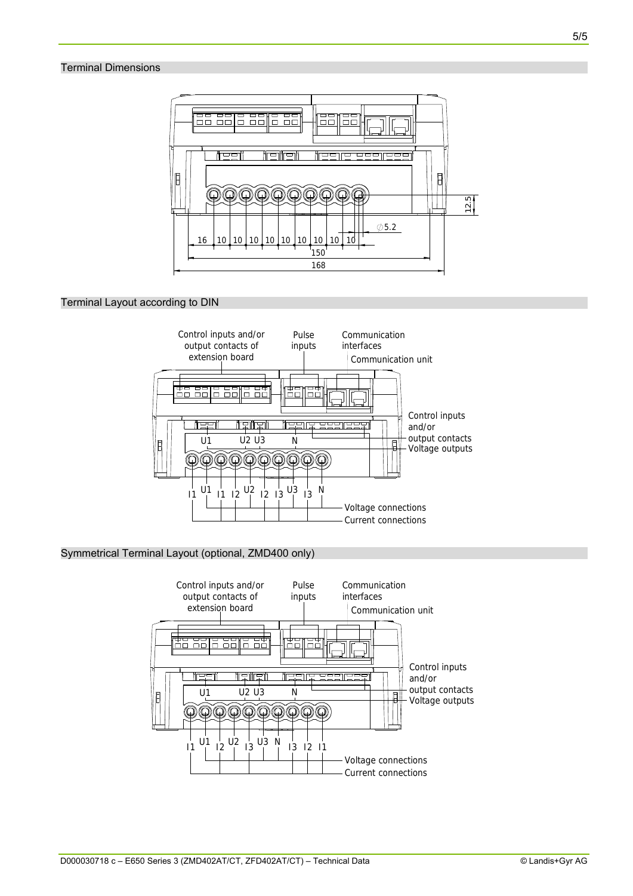## Terminal Dimensions

16 | 10 | 10 | 10 | 10 | 10 | 10 | 10 | 10 | 10

⌀5.2

12.5

150

168

## Terminal Layout according to DIN

Control inputs and/or output contacts of extension board

Pulse inputs

Communication interfaces

Communication unit

Control inputs and/or output contacts

Voltage outputs

U1 U2 U3 N

I1 U1 I1 I2 U2 I2 I3 U3 I3 N

Voltage connections

Current connections

## Symmetrical Terminal Layout (optional, ZMD400 only)

Control inputs and/or output contacts of extension board

Pulse inputs

Communication interfaces

Communication unit

Control inputs and/or output contacts

Voltage outputs

U1 U2 U3 N

I1 U1 I2 U2 I3 U3 N I3 I2 I1

Voltage connections

Current connections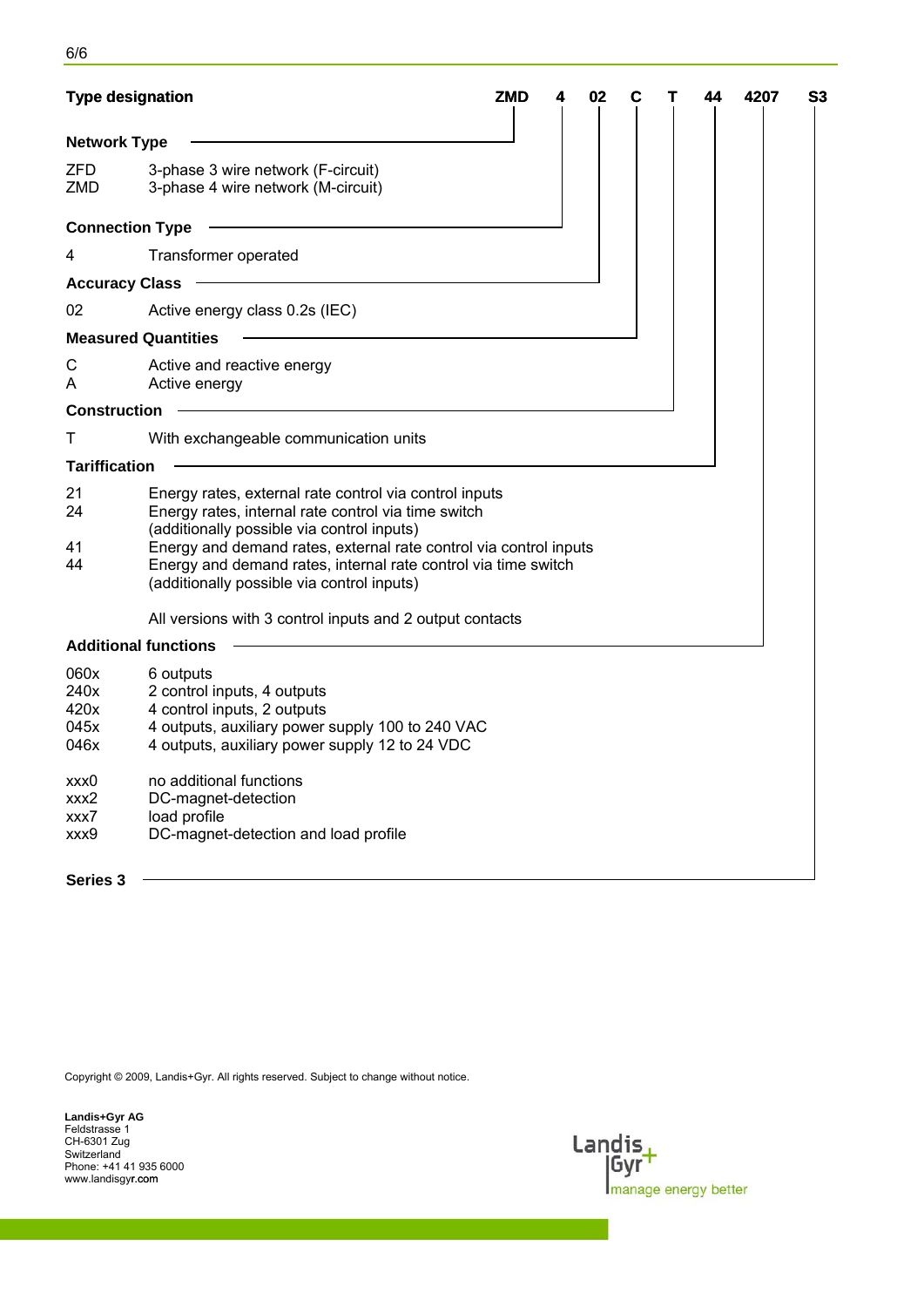## Type designation

**ZMD 4 02 C T 44 4207 S3**

**Network Type**

| | |
|---|---|
| ZFD | 3-phase 3 wire network (F-circuit) |
| ZMD | 3-phase 4 wire network (M-circuit) |

**Connection Type**

| | |
|---|---|
| 4 | Transformer operated |

**Accuracy Class**

| | |
|---|---|
| 02 | Active energy class 0.2s (IEC) |

**Measured Quantities**

| | |
|---|---|
| C | Active and reactive energy |
| A | Active energy |

**Construction**

| | |
|---|---|
| T | With exchangeable communication units |

**Tariffication**

| | |
|---|---|
| 21 | Energy rates, external rate control via control inputs |
| 24 | Energy rates, internal rate control via time switch (additionally possible via control inputs) |
| 41 | Energy and demand rates, external rate control via control inputs |
| 44 | Energy and demand rates, internal rate control via time switch (additionally possible via control inputs) |

All versions with 3 control inputs and 2 output contacts

**Additional functions**

| | |
|---|---|
| 060x | 6 outputs |
| 240x | 2 control inputs, 4 outputs |
| 420x | 4 control inputs, 2 outputs |
| 045x | 4 outputs, auxiliary power supply 100 to 240 VAC |
| 046x | 4 outputs, auxiliary power supply 12 to 24 VDC |

| | |
|---|---|
| xxx0 | no additional functions |
| xxx2 | DC-magnet-detection |
| xxx7 | load profile |
| xxx9 | DC-magnet-detection and load profile |

**Series 3**

Copyright © 2009, Landis+Gyr. All rights reserved. Subject to change without notice.

**Landis+Gyr AG**
Feldstrasse 1
CH-6301 Zug
Switzerland
Phone: +41 41 935 6000
www.landisgyr.com

Landis+Gyr manage energy better